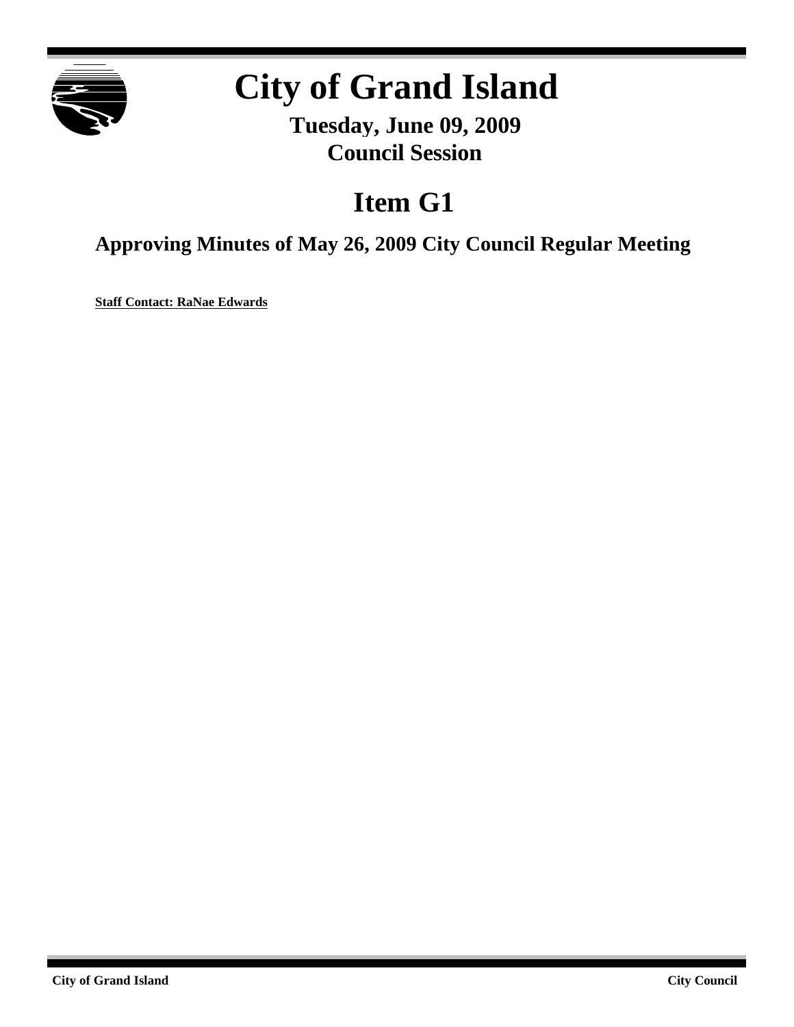# City of Grand Island

**Tuesday, June 09, 2009**
**Council Session**

## Item G1

### Approving Minutes of May 26, 2009 City Council Regular Meeting

**Staff Contact: RaNae Edwards**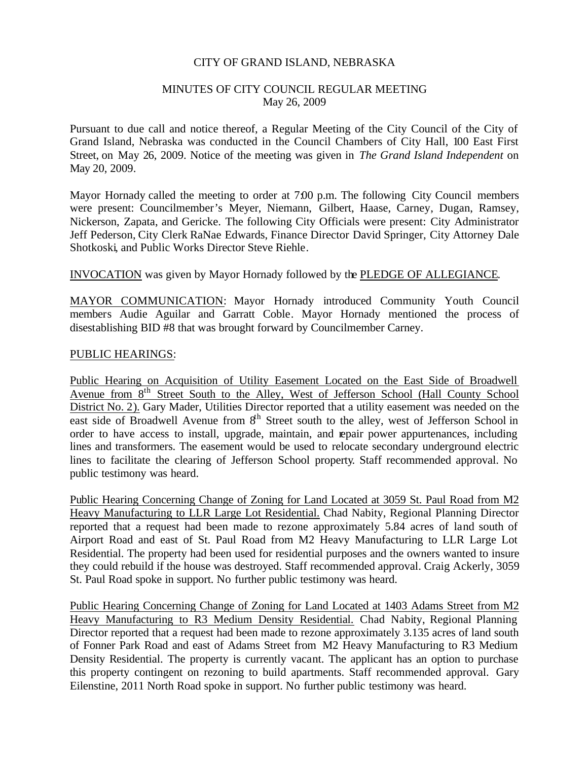CITY OF GRAND ISLAND, NEBRASKA

MINUTES OF CITY COUNCIL REGULAR MEETING
May 26, 2009

Pursuant to due call and notice thereof, a Regular Meeting of the City Council of the City of Grand Island, Nebraska was conducted in the Council Chambers of City Hall, 100 East First Street, on May 26, 2009. Notice of the meeting was given in *The Grand Island Independent* on May 20, 2009.

Mayor Hornady called the meeting to order at 7:00 p.m. The following City Council members were present: Councilmember's Meyer, Niemann, Gilbert, Haase, Carney, Dugan, Ramsey, Nickerson, Zapata, and Gericke. The following City Officials were present: City Administrator Jeff Pederson, City Clerk RaNae Edwards, Finance Director David Springer, City Attorney Dale Shotkoski, and Public Works Director Steve Riehle.

INVOCATION was given by Mayor Hornady followed by the PLEDGE OF ALLEGIANCE.

MAYOR COMMUNICATION: Mayor Hornady introduced Community Youth Council members Audie Aguilar and Garratt Coble. Mayor Hornady mentioned the process of disestablishing BID #8 that was brought forward by Councilmember Carney.

PUBLIC HEARINGS:

Public Hearing on Acquisition of Utility Easement Located on the East Side of Broadwell Avenue from 8th Street South to the Alley, West of Jefferson School (Hall County School District No. 2). Gary Mader, Utilities Director reported that a utility easement was needed on the east side of Broadwell Avenue from 8th Street south to the alley, west of Jefferson School in order to have access to install, upgrade, maintain, and repair power appurtenances, including lines and transformers. The easement would be used to relocate secondary underground electric lines to facilitate the clearing of Jefferson School property. Staff recommended approval. No public testimony was heard.

Public Hearing Concerning Change of Zoning for Land Located at 3059 St. Paul Road from M2 Heavy Manufacturing to LLR Large Lot Residential. Chad Nabity, Regional Planning Director reported that a request had been made to rezone approximately 5.84 acres of land south of Airport Road and east of St. Paul Road from M2 Heavy Manufacturing to LLR Large Lot Residential. The property had been used for residential purposes and the owners wanted to insure they could rebuild if the house was destroyed. Staff recommended approval. Craig Ackerly, 3059 St. Paul Road spoke in support. No further public testimony was heard.

Public Hearing Concerning Change of Zoning for Land Located at 1403 Adams Street from M2 Heavy Manufacturing to R3 Medium Density Residential. Chad Nabity, Regional Planning Director reported that a request had been made to rezone approximately 3.135 acres of land south of Fonner Park Road and east of Adams Street from M2 Heavy Manufacturing to R3 Medium Density Residential. The property is currently vacant. The applicant has an option to purchase this property contingent on rezoning to build apartments. Staff recommended approval. Gary Eilenstine, 2011 North Road spoke in support. No further public testimony was heard.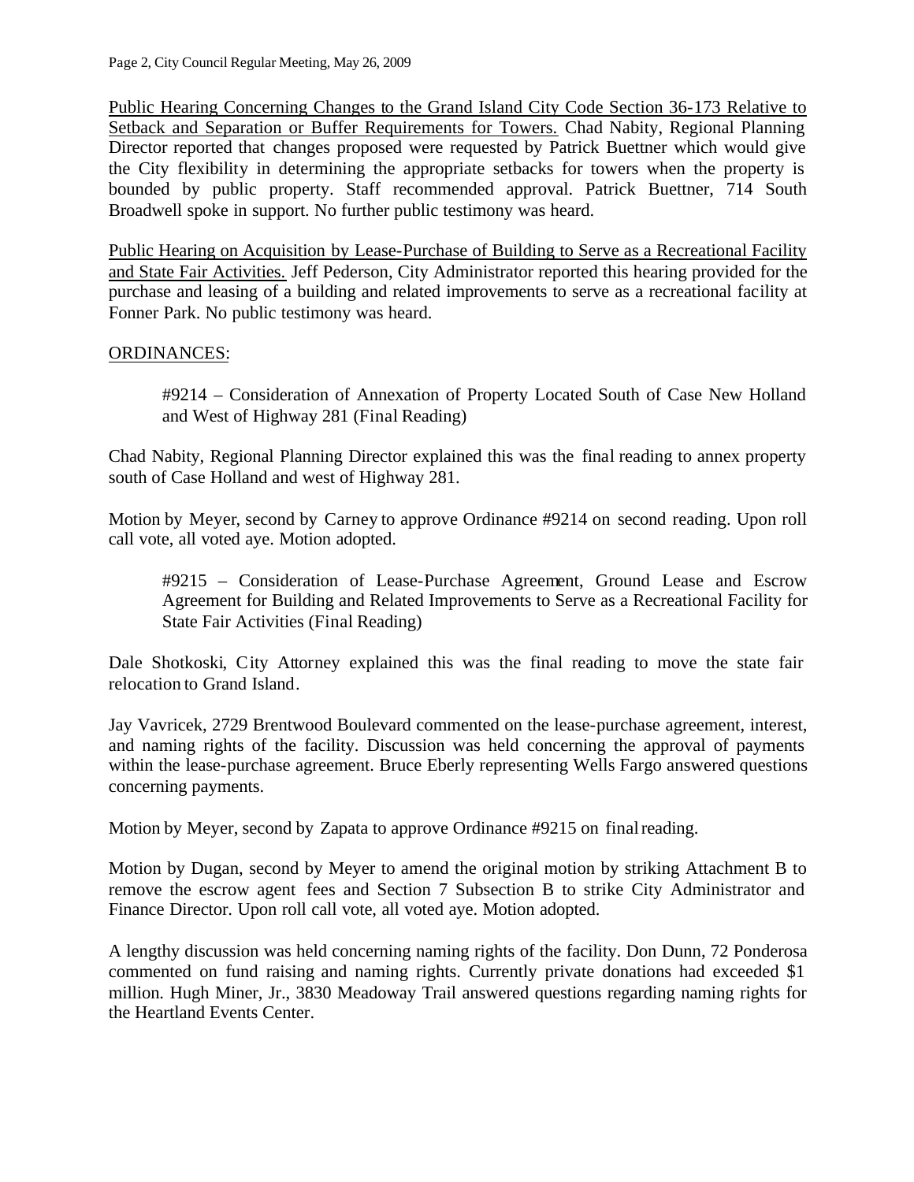Public Hearing Concerning Changes to the Grand Island City Code Section 36-173 Relative to Setback and Separation or Buffer Requirements for Towers. Chad Nabity, Regional Planning Director reported that changes proposed were requested by Patrick Buettner which would give the City flexibility in determining the appropriate setbacks for towers when the property is bounded by public property. Staff recommended approval. Patrick Buettner, 714 South Broadwell spoke in support. No further public testimony was heard.

Public Hearing on Acquisition by Lease-Purchase of Building to Serve as a Recreational Facility and State Fair Activities. Jeff Pederson, City Administrator reported this hearing provided for the purchase and leasing of a building and related improvements to serve as a recreational facility at Fonner Park. No public testimony was heard.

ORDINANCES:

> #9214 – Consideration of Annexation of Property Located South of Case New Holland and West of Highway 281 (Final Reading)

Chad Nabity, Regional Planning Director explained this was the final reading to annex property south of Case Holland and west of Highway 281.

Motion by Meyer, second by Carney to approve Ordinance #9214 on second reading. Upon roll call vote, all voted aye. Motion adopted.

> #9215 – Consideration of Lease-Purchase Agreement, Ground Lease and Escrow Agreement for Building and Related Improvements to Serve as a Recreational Facility for State Fair Activities (Final Reading)

Dale Shotkoski, City Attorney explained this was the final reading to move the state fair relocation to Grand Island.

Jay Vavricek, 2729 Brentwood Boulevard commented on the lease-purchase agreement, interest, and naming rights of the facility. Discussion was held concerning the approval of payments within the lease-purchase agreement. Bruce Eberly representing Wells Fargo answered questions concerning payments.

Motion by Meyer, second by Zapata to approve Ordinance #9215 on final reading.

Motion by Dugan, second by Meyer to amend the original motion by striking Attachment B to remove the escrow agent fees and Section 7 Subsection B to strike City Administrator and Finance Director. Upon roll call vote, all voted aye. Motion adopted.

A lengthy discussion was held concerning naming rights of the facility. Don Dunn, 72 Ponderosa commented on fund raising and naming rights. Currently private donations had exceeded $1 million. Hugh Miner, Jr., 3830 Meadoway Trail answered questions regarding naming rights for the Heartland Events Center.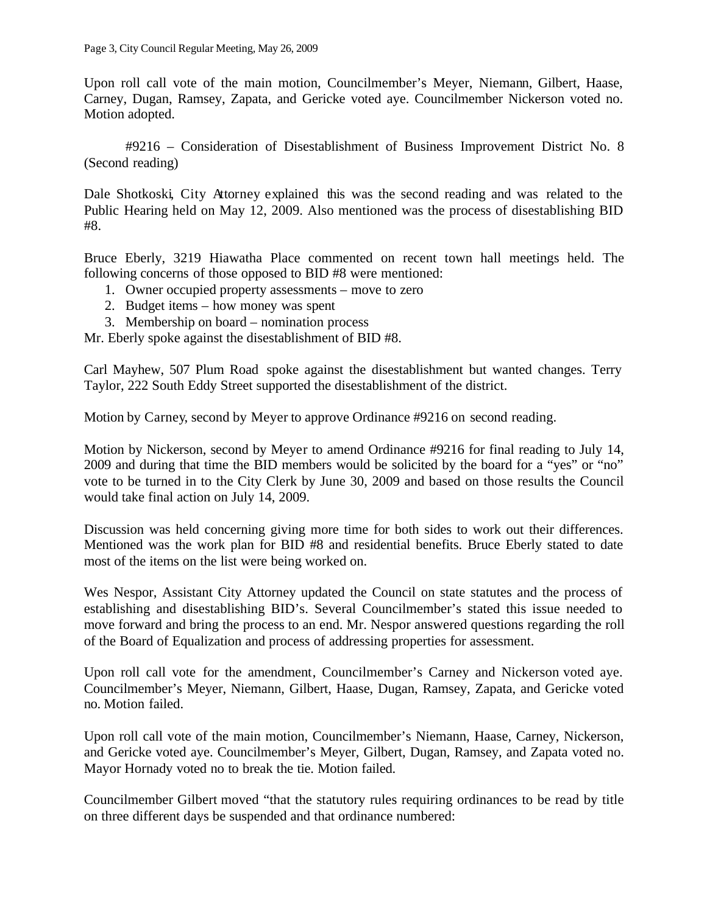Upon roll call vote of the main motion, Councilmember's Meyer, Niemann, Gilbert, Haase, Carney, Dugan, Ramsey, Zapata, and Gericke voted aye. Councilmember Nickerson voted no. Motion adopted.

#9216 – Consideration of Disestablishment of Business Improvement District No. 8 (Second reading)

Dale Shotkoski, City Attorney explained this was the second reading and was related to the Public Hearing held on May 12, 2009. Also mentioned was the process of disestablishing BID #8.

Bruce Eberly, 3219 Hiawatha Place commented on recent town hall meetings held. The following concerns of those opposed to BID #8 were mentioned:

1. Owner occupied property assessments – move to zero
2. Budget items – how money was spent
3. Membership on board – nomination process

Mr. Eberly spoke against the disestablishment of BID #8.

Carl Mayhew, 507 Plum Road spoke against the disestablishment but wanted changes. Terry Taylor, 222 South Eddy Street supported the disestablishment of the district.

Motion by Carney, second by Meyer to approve Ordinance #9216 on second reading.

Motion by Nickerson, second by Meyer to amend Ordinance #9216 for final reading to July 14, 2009 and during that time the BID members would be solicited by the board for a "yes" or "no" vote to be turned in to the City Clerk by June 30, 2009 and based on those results the Council would take final action on July 14, 2009.

Discussion was held concerning giving more time for both sides to work out their differences. Mentioned was the work plan for BID #8 and residential benefits. Bruce Eberly stated to date most of the items on the list were being worked on.

Wes Nespor, Assistant City Attorney updated the Council on state statutes and the process of establishing and disestablishing BID's. Several Councilmember's stated this issue needed to move forward and bring the process to an end. Mr. Nespor answered questions regarding the roll of the Board of Equalization and process of addressing properties for assessment.

Upon roll call vote for the amendment, Councilmember's Carney and Nickerson voted aye. Councilmember's Meyer, Niemann, Gilbert, Haase, Dugan, Ramsey, Zapata, and Gericke voted no. Motion failed.

Upon roll call vote of the main motion, Councilmember's Niemann, Haase, Carney, Nickerson, and Gericke voted aye. Councilmember's Meyer, Gilbert, Dugan, Ramsey, and Zapata voted no. Mayor Hornady voted no to break the tie. Motion failed.

Councilmember Gilbert moved "that the statutory rules requiring ordinances to be read by title on three different days be suspended and that ordinance numbered: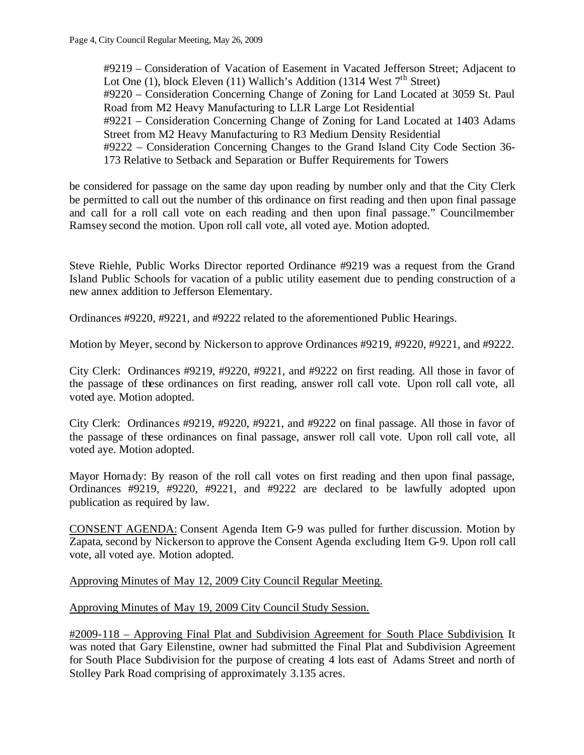#9219 – Consideration of Vacation of Easement in Vacated Jefferson Street; Adjacent to Lot One (1), block Eleven (11) Wallich's Addition (1314 West 7th Street)
#9220 – Consideration Concerning Change of Zoning for Land Located at 3059 St. Paul Road from M2 Heavy Manufacturing to LLR Large Lot Residential
#9221 – Consideration Concerning Change of Zoning for Land Located at 1403 Adams Street from M2 Heavy Manufacturing to R3 Medium Density Residential
#9222 – Consideration Concerning Changes to the Grand Island City Code Section 36-173 Relative to Setback and Separation or Buffer Requirements for Towers

be considered for passage on the same day upon reading by number only and that the City Clerk be permitted to call out the number of this ordinance on first reading and then upon final passage and call for a roll call vote on each reading and then upon final passage." Councilmember Ramsey second the motion. Upon roll call vote, all voted aye. Motion adopted.

Steve Riehle, Public Works Director reported Ordinance #9219 was a request from the Grand Island Public Schools for vacation of a public utility easement due to pending construction of a new annex addition to Jefferson Elementary.

Ordinances #9220, #9221, and #9222 related to the aforementioned Public Hearings.

Motion by Meyer, second by Nickerson to approve Ordinances #9219, #9220, #9221, and #9222.

City Clerk: Ordinances #9219, #9220, #9221, and #9222 on first reading. All those in favor of the passage of these ordinances on first reading, answer roll call vote. Upon roll call vote, all voted aye. Motion adopted.

City Clerk: Ordinances #9219, #9220, #9221, and #9222 on final passage. All those in favor of the passage of these ordinances on final passage, answer roll call vote. Upon roll call vote, all voted aye. Motion adopted.

Mayor Hornady: By reason of the roll call votes on first reading and then upon final passage, Ordinances #9219, #9220, #9221, and #9222 are declared to be lawfully adopted upon publication as required by law.

CONSENT AGENDA: Consent Agenda Item G-9 was pulled for further discussion. Motion by Zapata, second by Nickerson to approve the Consent Agenda excluding Item G-9. Upon roll call vote, all voted aye. Motion adopted.

Approving Minutes of May 12, 2009 City Council Regular Meeting.

Approving Minutes of May 19, 2009 City Council Study Session.

#2009-118 – Approving Final Plat and Subdivision Agreement for South Place Subdivision. It was noted that Gary Eilenstine, owner had submitted the Final Plat and Subdivision Agreement for South Place Subdivision for the purpose of creating 4 lots east of Adams Street and north of Stolley Park Road comprising of approximately 3.135 acres.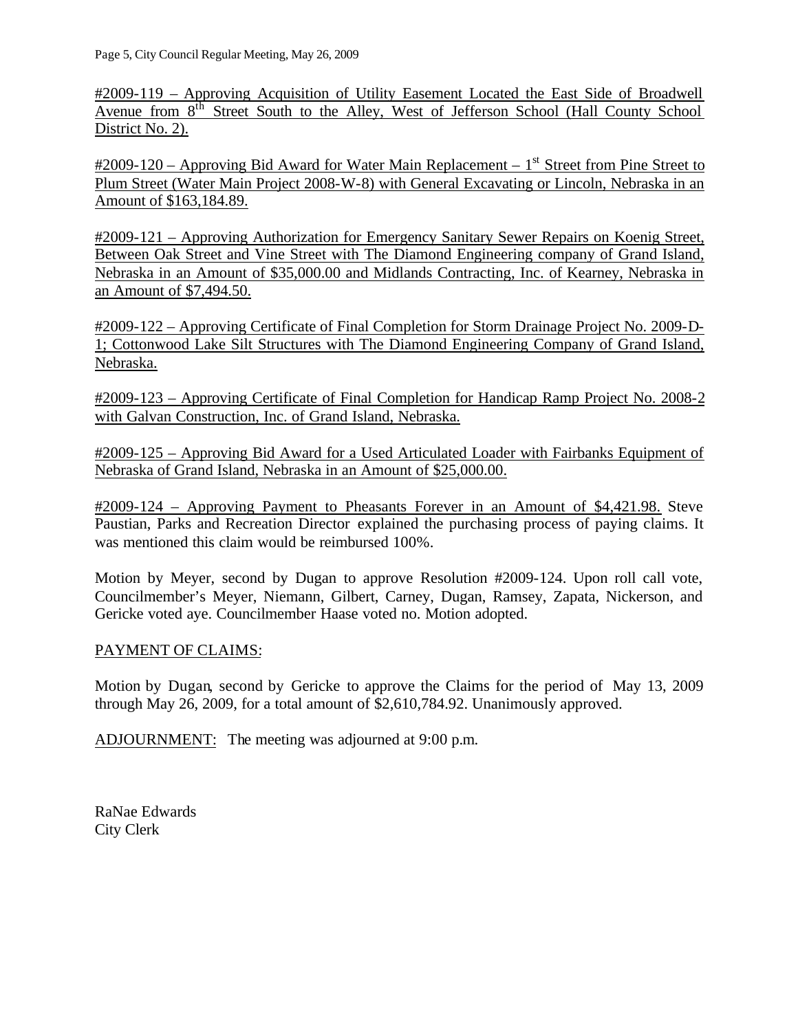#2009-119 – Approving Acquisition of Utility Easement Located the East Side of Broadwell Avenue from 8th Street South to the Alley, West of Jefferson School (Hall County School District No. 2).

#2009-120 – Approving Bid Award for Water Main Replacement – 1st Street from Pine Street to Plum Street (Water Main Project 2008-W-8) with General Excavating or Lincoln, Nebraska in an Amount of $163,184.89.

#2009-121 – Approving Authorization for Emergency Sanitary Sewer Repairs on Koenig Street, Between Oak Street and Vine Street with The Diamond Engineering company of Grand Island, Nebraska in an Amount of $35,000.00 and Midlands Contracting, Inc. of Kearney, Nebraska in an Amount of $7,494.50.

#2009-122 – Approving Certificate of Final Completion for Storm Drainage Project No. 2009-D-1; Cottonwood Lake Silt Structures with The Diamond Engineering Company of Grand Island, Nebraska.

#2009-123 – Approving Certificate of Final Completion for Handicap Ramp Project No. 2008-2 with Galvan Construction, Inc. of Grand Island, Nebraska.

#2009-125 – Approving Bid Award for a Used Articulated Loader with Fairbanks Equipment of Nebraska of Grand Island, Nebraska in an Amount of $25,000.00.

#2009-124 – Approving Payment to Pheasants Forever in an Amount of $4,421.98. Steve Paustian, Parks and Recreation Director explained the purchasing process of paying claims. It was mentioned this claim would be reimbursed 100%.

Motion by Meyer, second by Dugan to approve Resolution #2009-124. Upon roll call vote, Councilmember's Meyer, Niemann, Gilbert, Carney, Dugan, Ramsey, Zapata, Nickerson, and Gericke voted aye. Councilmember Haase voted no. Motion adopted.

PAYMENT OF CLAIMS:

Motion by Dugan, second by Gericke to approve the Claims for the period of May 13, 2009 through May 26, 2009, for a total amount of $2,610,784.92. Unanimously approved.

ADJOURNMENT: The meeting was adjourned at 9:00 p.m.

RaNae Edwards
City Clerk